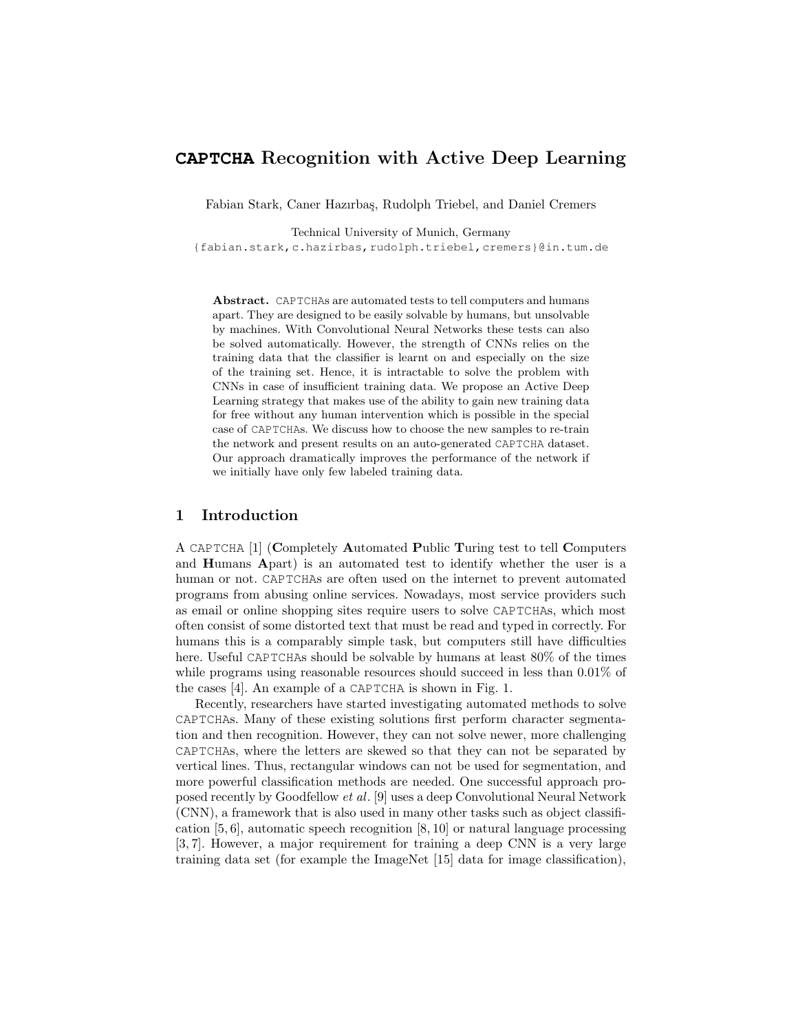# CAPTCHA Recognition with Active Deep Learning

Fabian Stark, Caner Hazırbaş, Rudolph Triebel, and Daniel Cremers

Technical University of Munich, Germany
{fabian.stark,c.hazirbas,rudolph.triebel,cremers}@in.tum.de

**Abstract.** CAPTCHAs are automated tests to tell computers and humans apart. They are designed to be easily solvable by humans, but unsolvable by machines. With Convolutional Neural Networks these tests can also be solved automatically. However, the strength of CNNs relies on the training data that the classifier is learnt on and especially on the size of the training set. Hence, it is intractable to solve the problem with CNNs in case of insufficient training data. We propose an Active Deep Learning strategy that makes use of the ability to gain new training data for free without any human intervention which is possible in the special case of CAPTCHAs. We discuss how to choose the new samples to re-train the network and present results on an auto-generated CAPTCHA dataset. Our approach dramatically improves the performance of the network if we initially have only few labeled training data.

## 1 Introduction

A CAPTCHA [1] (**C**ompletely **A**utomated **P**ublic **T**uring test to tell **C**omputers and **H**umans **A**part) is an automated test to identify whether the user is a human or not. CAPTCHAs are often used on the internet to prevent automated programs from abusing online services. Nowadays, most service providers such as email or online shopping sites require users to solve CAPTCHAs, which most often consist of some distorted text that must be read and typed in correctly. For humans this is a comparably simple task, but computers still have difficulties here. Useful CAPTCHAs should be solvable by humans at least 80% of the times while programs using reasonable resources should succeed in less than 0.01% of the cases [4]. An example of a CAPTCHA is shown in Fig. 1.

Recently, researchers have started investigating automated methods to solve CAPTCHAs. Many of these existing solutions first perform character segmentation and then recognition. However, they can not solve newer, more challenging CAPTCHAs, where the letters are skewed so that they can not be separated by vertical lines. Thus, rectangular windows can not be used for segmentation, and more powerful classification methods are needed. One successful approach proposed recently by Goodfellow *et al*. [9] uses a deep Convolutional Neural Network (CNN), a framework that is also used in many other tasks such as object classification [5, 6], automatic speech recognition [8, 10] or natural language processing [3, 7]. However, a major requirement for training a deep CNN is a very large training data set (for example the ImageNet [15] data for image classification),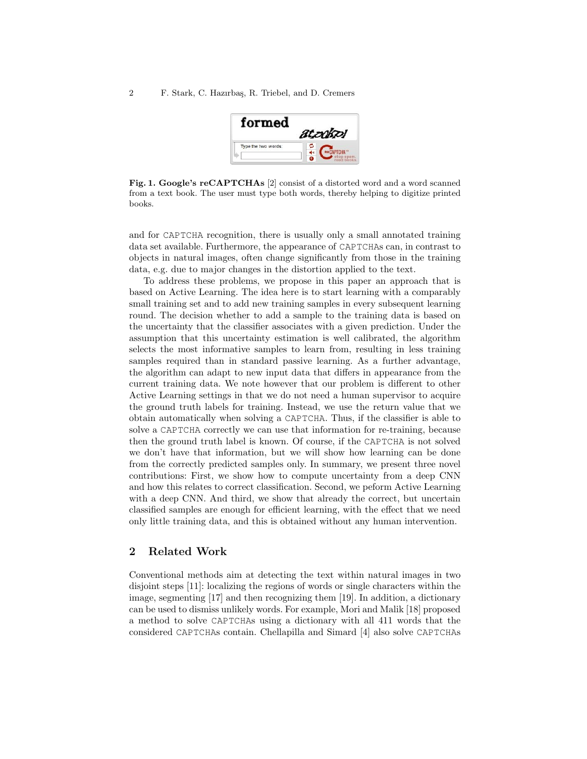**Fig. 1. Google's reCAPTCHAs** [2] consist of a distorted word and a word scanned from a text book. The user must type both words, thereby helping to digitize printed books.

and for CAPTCHA recognition, there is usually only a small annotated training data set available. Furthermore, the appearance of CAPTCHAs can, in contrast to objects in natural images, often change significantly from those in the training data, e.g. due to major changes in the distortion applied to the text.

To address these problems, we propose in this paper an approach that is based on Active Learning. The idea here is to start learning with a comparably small training set and to add new training samples in every subsequent learning round. The decision whether to add a sample to the training data is based on the uncertainty that the classifier associates with a given prediction. Under the assumption that this uncertainty estimation is well calibrated, the algorithm selects the most informative samples to learn from, resulting in less training samples required than in standard passive learning. As a further advantage, the algorithm can adapt to new input data that differs in appearance from the current training data. We note however that our problem is different to other Active Learning settings in that we do not need a human supervisor to acquire the ground truth labels for training. Instead, we use the return value that we obtain automatically when solving a CAPTCHA. Thus, if the classifier is able to solve a CAPTCHA correctly we can use that information for re-training, because then the ground truth label is known. Of course, if the CAPTCHA is not solved we don't have that information, but we will show how learning can be done from the correctly predicted samples only. In summary, we present three novel contributions: First, we show how to compute uncertainty from a deep CNN and how this relates to correct classification. Second, we peform Active Learning with a deep CNN. And third, we show that already the correct, but uncertain classified samples are enough for efficient learning, with the effect that we need only little training data, and this is obtained without any human intervention.

## 2 Related Work

Conventional methods aim at detecting the text within natural images in two disjoint steps [11]: localizing the regions of words or single characters within the image, segmenting [17] and then recognizing them [19]. In addition, a dictionary can be used to dismiss unlikely words. For example, Mori and Malik [18] proposed a method to solve CAPTCHAs using a dictionary with all 411 words that the considered CAPTCHAs contain. Chellapilla and Simard [4] also solve CAPTCHAs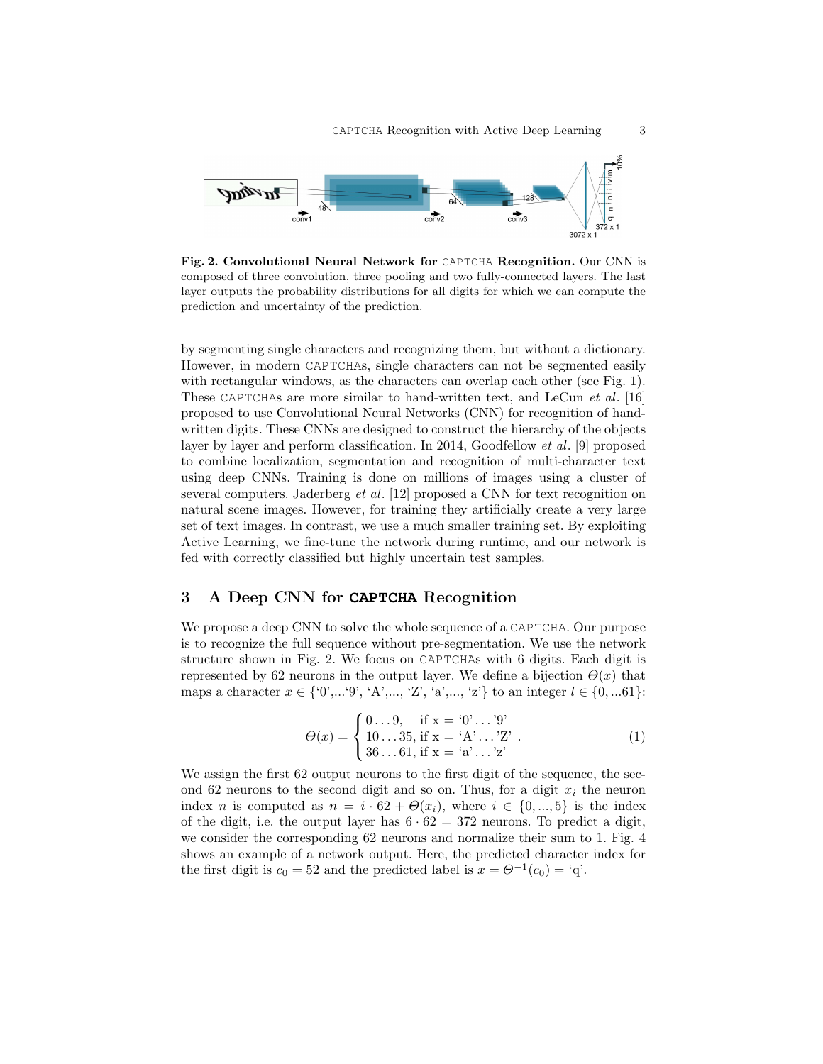**Fig. 2. Convolutional Neural Network for CAPTCHA Recognition.** Our CNN is composed of three convolution, three pooling and two fully-connected layers. The last layer outputs the probability distributions for all digits for which we can compute the prediction and uncertainty of the prediction.

by segmenting single characters and recognizing them, but without a dictionary. However, in modern CAPTCHAs, single characters can not be segmented easily with rectangular windows, as the characters can overlap each other (see Fig. 1). These CAPTCHAs are more similar to hand-written text, and LeCun *et al.* [16] proposed to use Convolutional Neural Networks (CNN) for recognition of hand-written digits. These CNNs are designed to construct the hierarchy of the objects layer by layer and perform classification. In 2014, Goodfellow *et al.* [9] proposed to combine localization, segmentation and recognition of multi-character text using deep CNNs. Training is done on millions of images using a cluster of several computers. Jaderberg *et al.* [12] proposed a CNN for text recognition on natural scene images. However, for training they artificially create a very large set of text images. In contrast, we use a much smaller training set. By exploiting Active Learning, we fine-tune the network during runtime, and our network is fed with correctly classified but highly uncertain test samples.

## 3 A Deep CNN for CAPTCHA Recognition

We propose a deep CNN to solve the whole sequence of a CAPTCHA. Our purpose is to recognize the full sequence without pre-segmentation. We use the network structure shown in Fig. 2. We focus on CAPTCHAs with 6 digits. Each digit is represented by 62 neurons in the output layer. We define a bijection $\Theta(x)$ that maps a character $x \in \{\text{'0'},...\text{'9'}, \text{'A'},..., \text{'Z'}, \text{'a'},..., \text{'z'}\}$ to an integer $l \in \{0, ...61\}$:

$$\Theta(x) = \begin{cases} 0 \ldots 9, & \text{if x = '0'} \ldots \text{'9'} \\ 10 \ldots 35, & \text{if x = 'A'} \ldots \text{'Z'} \\ 36 \ldots 61, & \text{if x = 'a'} \ldots \text{'z'} \end{cases} . \tag{1}$$

We assign the first 62 output neurons to the first digit of the sequence, the second 62 neurons to the second digit and so on. Thus, for a digit $x_i$ the neuron index $n$ is computed as $n = i \cdot 62 + \Theta(x_i)$, where $i \in \{0, ..., 5\}$ is the index of the digit, i.e. the output layer has $6 \cdot 62 = 372$ neurons. To predict a digit, we consider the corresponding 62 neurons and normalize their sum to 1. Fig. 4 shows an example of a network output. Here, the predicted character index for the first digit is $c_0 = 52$ and the predicted label is $x = \Theta^{-1}(c_0) = \text{'q'}$.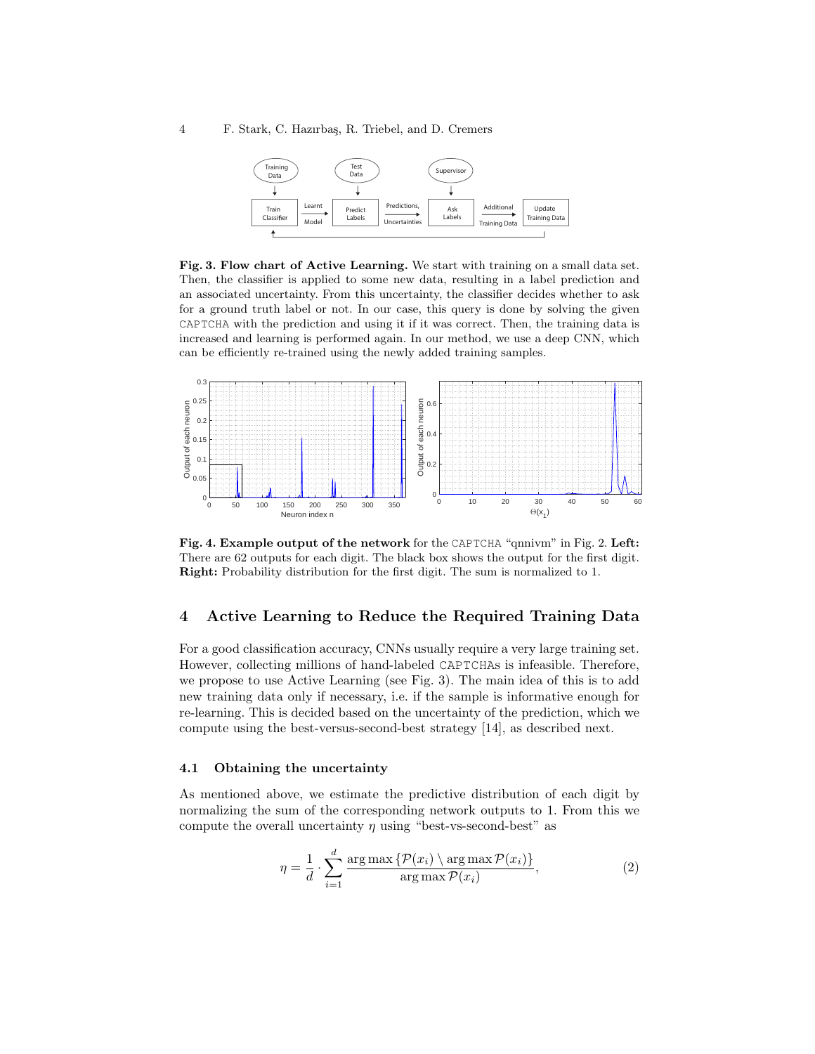**Fig. 3. Flow chart of Active Learning.** We start with training on a small data set. Then, the classifier is applied to some new data, resulting in a label prediction and an associated uncertainty. From this uncertainty, the classifier decides whether to ask for a ground truth label or not. In our case, this query is done by solving the given CAPTCHA with the prediction and using it if it was correct. Then, the training data is increased and learning is performed again. In our method, we use a deep CNN, which can be efficiently re-trained using the newly added training samples.

**Fig. 4. Example output of the network** for the CAPTCHA "qnnivm" in Fig. 2. **Left:** There are 62 outputs for each digit. The black box shows the output for the first digit. **Right:** Probability distribution for the first digit. The sum is normalized to 1.

## 4 Active Learning to Reduce the Required Training Data

For a good classification accuracy, CNNs usually require a very large training set. However, collecting millions of hand-labeled CAPTCHAs is infeasible. Therefore, we propose to use Active Learning (see Fig. 3). The main idea of this is to add new training data only if necessary, i.e. if the sample is informative enough for re-learning. This is decided based on the uncertainty of the prediction, which we compute using the best-versus-second-best strategy [14], as described next.

### 4.1 Obtaining the uncertainty

As mentioned above, we estimate the predictive distribution of each digit by normalizing the sum of the corresponding network outputs to 1. From this we compute the overall uncertainty $\eta$ using "best-vs-second-best" as

$$\eta = \frac{1}{d} \cdot \sum_{i=1}^{d} \frac{\arg\max \{\mathcal{P}(x_i) \setminus \arg\max \mathcal{P}(x_i)\}}{\arg\max \mathcal{P}(x_i)}, \tag{2}$$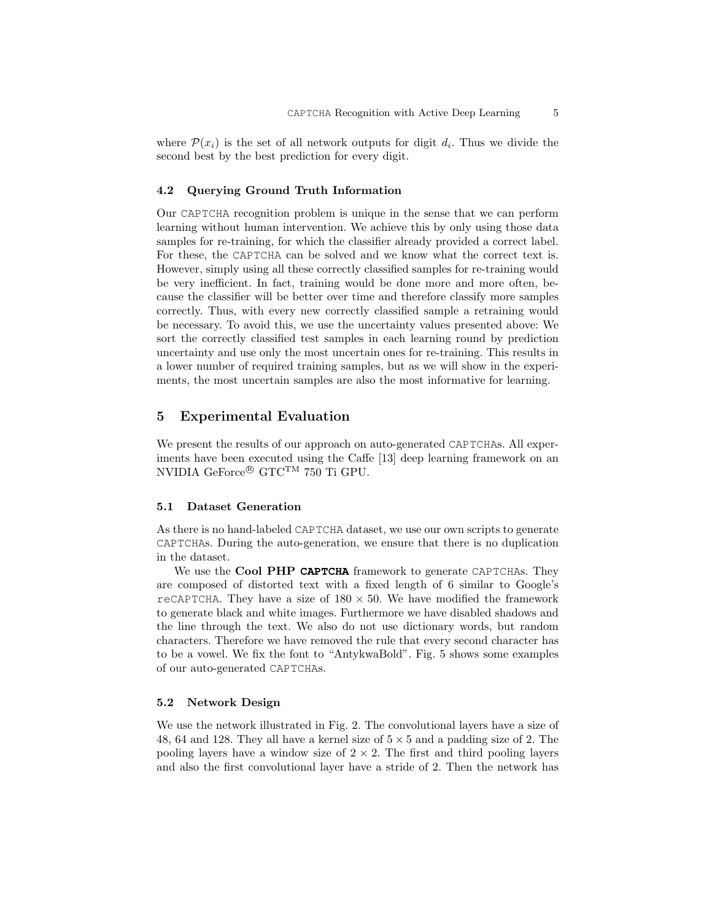where $\mathcal{P}(x_i)$ is the set of all network outputs for digit $d_i$. Thus we divide the second best by the best prediction for every digit.

### 4.2 Querying Ground Truth Information

Our CAPTCHA recognition problem is unique in the sense that we can perform learning without human intervention. We achieve this by only using those data samples for re-training, for which the classifier already provided a correct label. For these, the CAPTCHA can be solved and we know what the correct text is. However, simply using all these correctly classified samples for re-training would be very inefficient. In fact, training would be done more and more often, because the classifier will be better over time and therefore classify more samples correctly. Thus, with every new correctly classified sample a retraining would be necessary. To avoid this, we use the uncertainty values presented above: We sort the correctly classified test samples in each learning round by prediction uncertainty and use only the most uncertain ones for re-training. This results in a lower number of required training samples, but as we will show in the experiments, the most uncertain samples are also the most informative for learning.

## 5 Experimental Evaluation

We present the results of our approach on auto-generated CAPTCHAs. All experiments have been executed using the Caffe [13] deep learning framework on an NVIDIA GeForce® GTC™ 750 Ti GPU.

### 5.1 Dataset Generation

As there is no hand-labeled CAPTCHA dataset, we use our own scripts to generate CAPTCHAs. During the auto-generation, we ensure that there is no duplication in the dataset.

We use the **Cool PHP CAPTCHA** framework to generate CAPTCHAs. They are composed of distorted text with a fixed length of 6 similar to Google's reCAPTCHA. They have a size of $180 \times 50$. We have modified the framework to generate black and white images. Furthermore we have disabled shadows and the line through the text. We also do not use dictionary words, but random characters. Therefore we have removed the rule that every second character has to be a vowel. We fix the font to "AntykwaBold". Fig. 5 shows some examples of our auto-generated CAPTCHAs.

### 5.2 Network Design

We use the network illustrated in Fig. 2. The convolutional layers have a size of 48, 64 and 128. They all have a kernel size of $5 \times 5$ and a padding size of 2. The pooling layers have a window size of $2 \times 2$. The first and third pooling layers and also the first convolutional layer have a stride of 2. Then the network has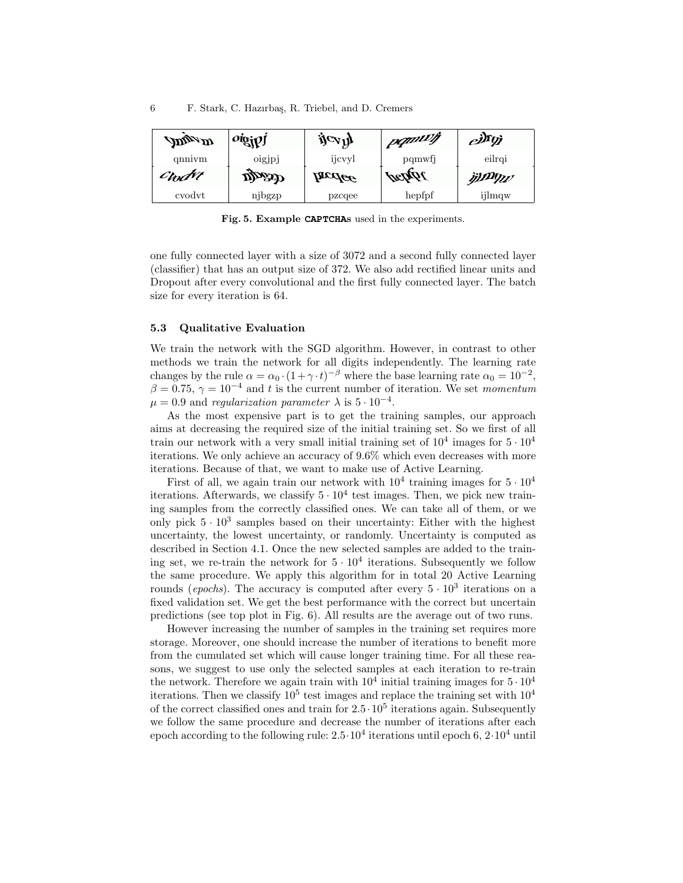| qnnivm | oigjpj | ijcvyl | pqmwfj | eilrqi |
| --- | --- | --- | --- | --- |
| cvodvt | njbgzp | pzcqee | hepfpf | ijlmqw |

**Fig. 5. Example CAPTCHAs used in the experiments.**

one fully connected layer with a size of 3072 and a second fully connected layer (classifier) that has an output size of 372. We also add rectified linear units and Dropout after every convolutional and the first fully connected layer. The batch size for every iteration is 64.

### 5.3 Qualitative Evaluation

We train the network with the SGD algorithm. However, in contrast to other methods we train the network for all digits independently. The learning rate changes by the rule $\alpha = \alpha_0 \cdot (1 + \gamma \cdot t)^{-\beta}$ where the base learning rate $\alpha_0 = 10^{-2}$, $\beta = 0.75$, $\gamma = 10^{-4}$ and $t$ is the current number of iteration. We set *momentum* $\mu = 0.9$ and *regularization parameter* $\lambda$ is $5 \cdot 10^{-4}$.

As the most expensive part is to get the training samples, our approach aims at decreasing the required size of the initial training set. So we first of all train our network with a very small initial training set of $10^4$ images for $5 \cdot 10^4$ iterations. We only achieve an accuracy of 9.6% which even decreases with more iterations. Because of that, we want to make use of Active Learning.

First of all, we again train our network with $10^4$ training images for $5 \cdot 10^4$ iterations. Afterwards, we classify $5 \cdot 10^4$ test images. Then, we pick new training samples from the correctly classified ones. We can take all of them, or we only pick $5 \cdot 10^3$ samples based on their uncertainty: Either with the highest uncertainty, the lowest uncertainty, or randomly. Uncertainty is computed as described in Section 4.1. Once the new selected samples are added to the training set, we re-train the network for $5 \cdot 10^4$ iterations. Subsequently we follow the same procedure. We apply this algorithm for in total 20 Active Learning rounds (*epochs*). The accuracy is computed after every $5 \cdot 10^3$ iterations on a fixed validation set. We get the best performance with the correct but uncertain predictions (see top plot in Fig. 6). All results are the average out of two runs.

However increasing the number of samples in the training set requires more storage. Moreover, one should increase the number of iterations to benefit more from the cumulated set which will cause longer training time. For all these reasons, we suggest to use only the selected samples at each iteration to re-train the network. Therefore we again train with $10^4$ initial training images for $5 \cdot 10^4$ iterations. Then we classify $10^5$ test images and replace the training set with $10^4$ of the correct classified ones and train for $2.5 \cdot 10^5$ iterations again. Subsequently we follow the same procedure and decrease the number of iterations after each epoch according to the following rule: $2.5 \cdot 10^4$ iterations until epoch 6, $2 \cdot 10^4$ until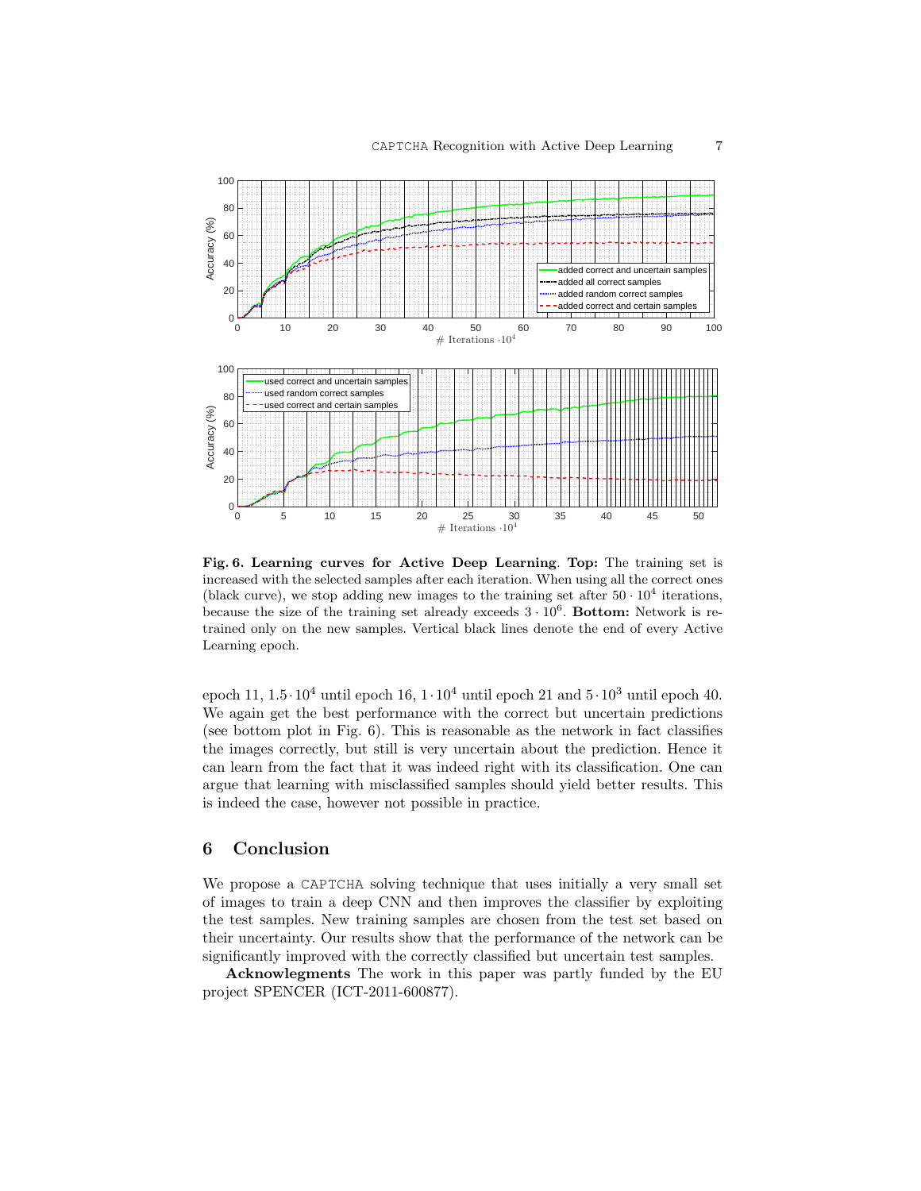**Fig. 6. Learning curves for Active Deep Learning**. **Top:** The training set is increased with the selected samples after each iteration. When using all the correct ones (black curve), we stop adding new images to the training set after $50 \cdot 10^4$ iterations, because the size of the training set already exceeds $3 \cdot 10^6$. **Bottom:** Network is retrained only on the new samples. Vertical black lines denote the end of every Active Learning epoch.

epoch 11, $1.5 \cdot 10^4$ until epoch 16, $1 \cdot 10^4$ until epoch 21 and $5 \cdot 10^3$ until epoch 40. We again get the best performance with the correct but uncertain predictions (see bottom plot in Fig. 6). This is reasonable as the network in fact classifies the images correctly, but still is very uncertain about the prediction. Hence it can learn from the fact that it was indeed right with its classification. One can argue that learning with misclassified samples should yield better results. This is indeed the case, however not possible in practice.

## 6 Conclusion

We propose a CAPTCHA solving technique that uses initially a very small set of images to train a deep CNN and then improves the classifier by exploiting the test samples. New training samples are chosen from the test set based on their uncertainty. Our results show that the performance of the network can be significantly improved with the correctly classified but uncertain test samples.

**Acknowlegments** The work in this paper was partly funded by the EU project SPENCER (ICT-2011-600877).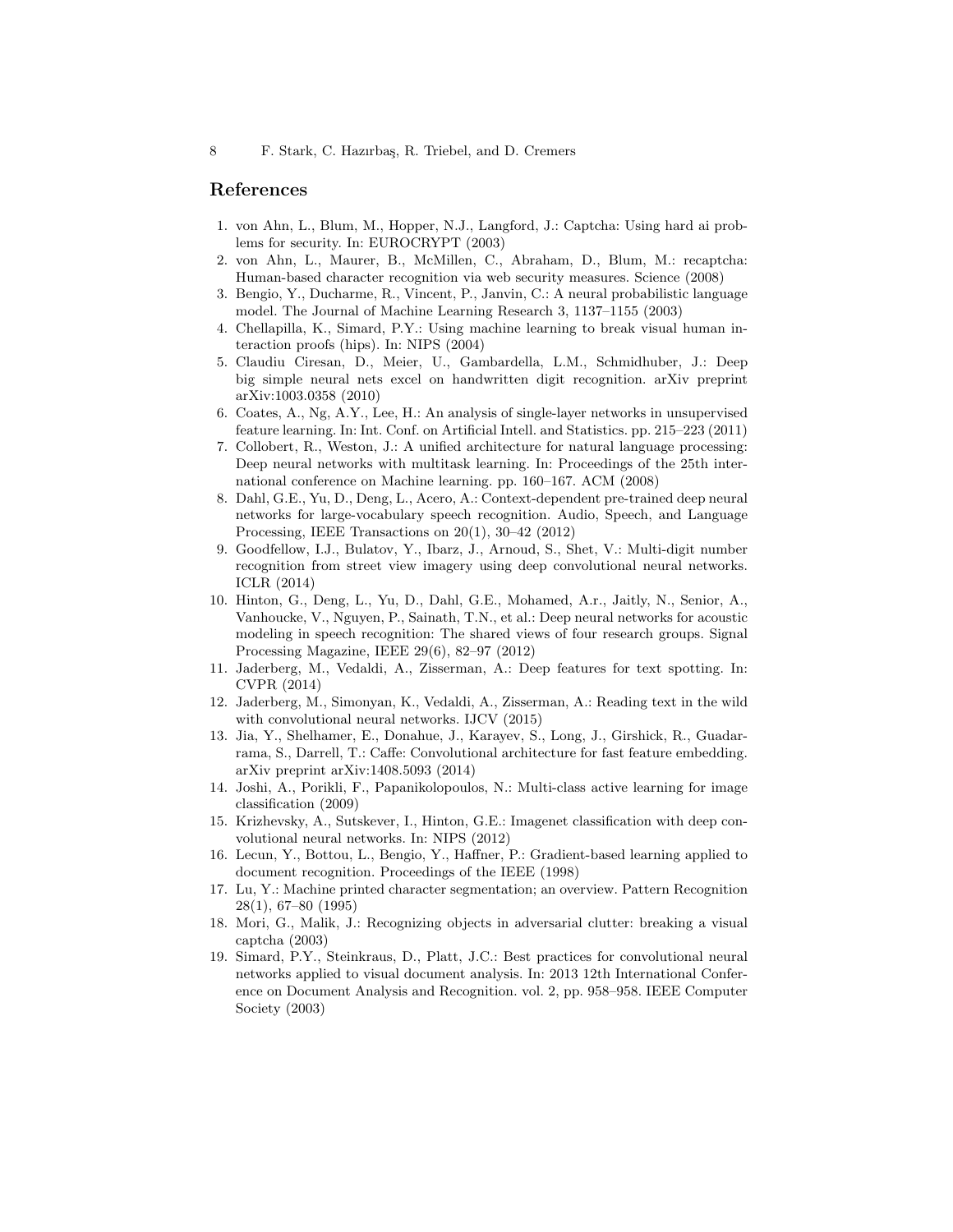## References

1. von Ahn, L., Blum, M., Hopper, N.J., Langford, J.: Captcha: Using hard ai problems for security. In: EUROCRYPT (2003)
2. von Ahn, L., Maurer, B., McMillen, C., Abraham, D., Blum, M.: recaptcha: Human-based character recognition via web security measures. Science (2008)
3. Bengio, Y., Ducharme, R., Vincent, P., Janvin, C.: A neural probabilistic language model. The Journal of Machine Learning Research 3, 1137–1155 (2003)
4. Chellapilla, K., Simard, P.Y.: Using machine learning to break visual human interaction proofs (hips). In: NIPS (2004)
5. Claudiu Ciresan, D., Meier, U., Gambardella, L.M., Schmidhuber, J.: Deep big simple neural nets excel on handwritten digit recognition. arXiv preprint arXiv:1003.0358 (2010)
6. Coates, A., Ng, A.Y., Lee, H.: An analysis of single-layer networks in unsupervised feature learning. In: Int. Conf. on Artificial Intell. and Statistics. pp. 215–223 (2011)
7. Collobert, R., Weston, J.: A unified architecture for natural language processing: Deep neural networks with multitask learning. In: Proceedings of the 25th international conference on Machine learning. pp. 160–167. ACM (2008)
8. Dahl, G.E., Yu, D., Deng, L., Acero, A.: Context-dependent pre-trained deep neural networks for large-vocabulary speech recognition. Audio, Speech, and Language Processing, IEEE Transactions on 20(1), 30–42 (2012)
9. Goodfellow, I.J., Bulatov, Y., Ibarz, J., Arnoud, S., Shet, V.: Multi-digit number recognition from street view imagery using deep convolutional neural networks. ICLR (2014)
10. Hinton, G., Deng, L., Yu, D., Dahl, G.E., Mohamed, A.r., Jaitly, N., Senior, A., Vanhoucke, V., Nguyen, P., Sainath, T.N., et al.: Deep neural networks for acoustic modeling in speech recognition: The shared views of four research groups. Signal Processing Magazine, IEEE 29(6), 82–97 (2012)
11. Jaderberg, M., Vedaldi, A., Zisserman, A.: Deep features for text spotting. In: CVPR (2014)
12. Jaderberg, M., Simonyan, K., Vedaldi, A., Zisserman, A.: Reading text in the wild with convolutional neural networks. IJCV (2015)
13. Jia, Y., Shelhamer, E., Donahue, J., Karayev, S., Long, J., Girshick, R., Guadarrama, S., Darrell, T.: Caffe: Convolutional architecture for fast feature embedding. arXiv preprint arXiv:1408.5093 (2014)
14. Joshi, A., Porikli, F., Papanikolopoulos, N.: Multi-class active learning for image classification (2009)
15. Krizhevsky, A., Sutskever, I., Hinton, G.E.: Imagenet classification with deep convolutional neural networks. In: NIPS (2012)
16. Lecun, Y., Bottou, L., Bengio, Y., Haffner, P.: Gradient-based learning applied to document recognition. Proceedings of the IEEE (1998)
17. Lu, Y.: Machine printed character segmentation; an overview. Pattern Recognition 28(1), 67–80 (1995)
18. Mori, G., Malik, J.: Recognizing objects in adversarial clutter: breaking a visual captcha (2003)
19. Simard, P.Y., Steinkraus, D., Platt, J.C.: Best practices for convolutional neural networks applied to visual document analysis. In: 2013 12th International Conference on Document Analysis and Recognition. vol. 2, pp. 958–958. IEEE Computer Society (2003)